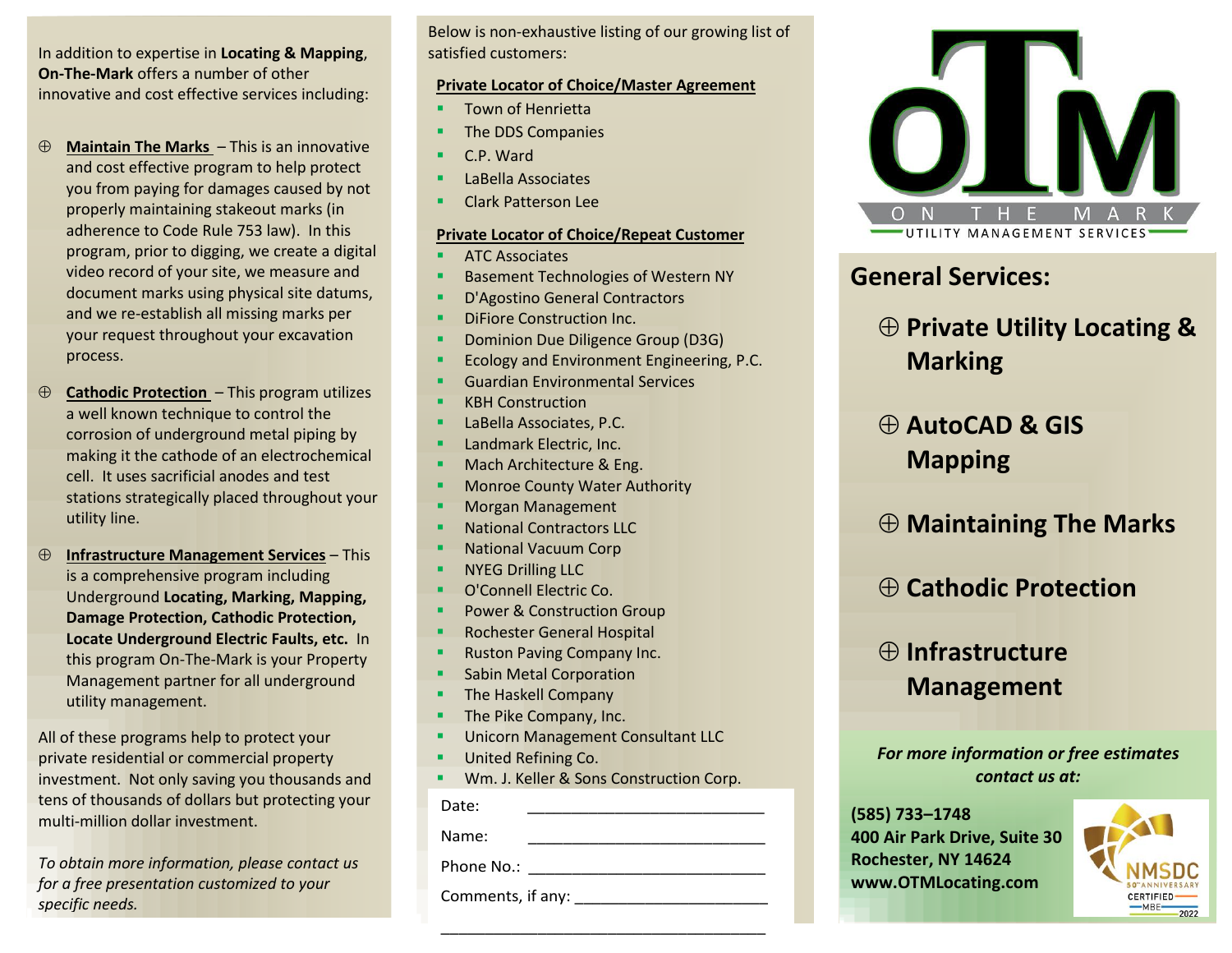In addition to expertise in **Locating & Mapping**, **On-The-Mark** offers a number of other innovative and cost effective services including:

- ⊕ **Maintain The Marks** – This is an innovative and cost effective program to help protect you from paying for damages caused by not properly maintaining stakeout marks (in adherence to Code Rule 753 law). In this program, prior to digging, we create a digital video record of your site, we measure and document marks using physical site datums, and we re-establish all missing marks per your request throughout your excavation process.
- ⊕ **Cathodic Protection** – This program utilizes a well known technique to control the corrosion of underground metal piping by making it the cathode of an electrochemical cell. It uses sacrificial anodes and test stations strategically placed throughout your utility line.
- ⊕ **Infrastructure Management Services** – This is a comprehensive program including Underground **Locating, Marking, Mapping, Damage Protection, Cathodic Protection, Locate Underground Electric Faults, etc.** In this program On-The-Mark is your Property Management partner for all underground utility management.

All of these programs help to protect your private residential or commercial property investment. Not only saving you thousands and tens of thousands of dollars but protecting your multi-million dollar investment.

*To obtain more information, please contact us for a free presentation customized to your specific needs.*

Below is non-exhaustive listing of our growing list of satisfied customers:

**Private Locator of Choice/Master Agreement**

- Town of Henrietta
- The DDS Companies
- C.P. Ward
- LaBella Associates
- Clark Patterson Lee

**Private Locator of Choice/Repeat Customer**

- ATC Associates
- Basement Technologies of Western NY
- D'Agostino General Contractors
- DiFiore Construction Inc.
- Dominion Due Diligence Group (D3G)
- Ecology and Environment Engineering, P.C.
- Guardian Environmental Services
- KBH Construction
- LaBella Associates, P.C.
- Landmark Electric, Inc.
- Mach Architecture & Eng.
- Monroe County Water Authority
- Morgan Management
- National Contractors LLC
- National Vacuum Corp
- NYEG Drilling LLC
- O'Connell Electric Co.
- Power & Construction Group
- Rochester General Hospital
- Ruston Paving Company Inc.
- Sabin Metal Corporation
- The Haskell Company
- The Pike Company, Inc.
- Unicorn Management Consultant LLC
- United Refining Co.
- Wm. J. Keller & Sons Construction Corp.

Date: ___________________________

Name: ___________________________

Phone No.: ___________________________

Comments, if any: ______________________

_____________________________________

# OTM
ON THE MARK
UTILITY MANAGEMENT SERVICES

## General Services:

- ⊕ **Private Utility Locating & Marking**
- ⊕ **AutoCAD & GIS Mapping**
- ⊕ **Maintaining The Marks**
- ⊕ **Cathodic Protection**
- ⊕ **Infrastructure Management**

***For more information or free estimates contact us at:***

**(585) 733–1748**
**400 Air Park Drive, Suite 30**
**Rochester, NY 14624**
**www.OTMLocating.com**

NMSDC 50th ANNIVERSARY CERTIFIED MBE 2022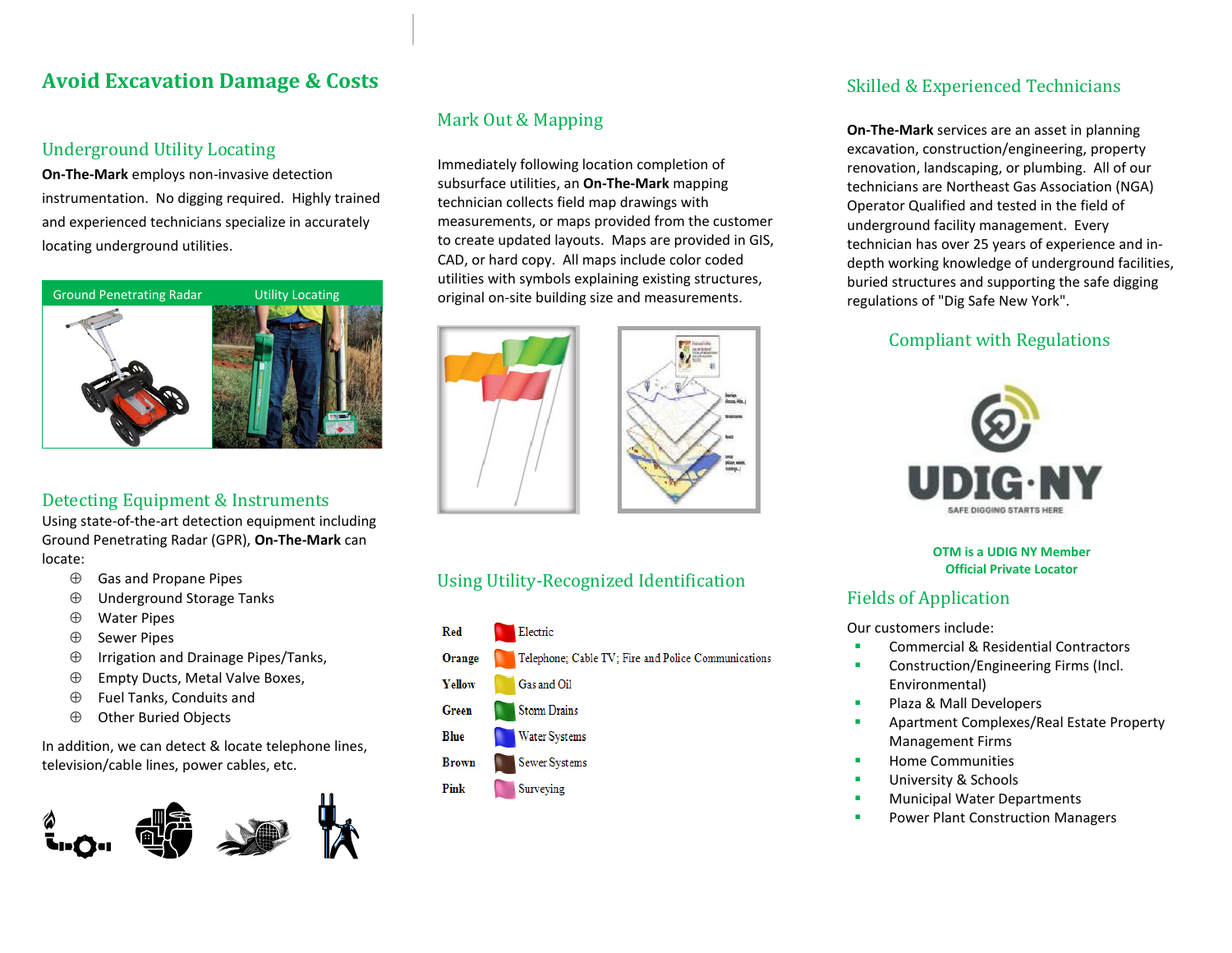# Avoid Excavation Damage & Costs

## Underground Utility Locating

**On-The-Mark** employs non-invasive detection instrumentation. No digging required. Highly trained and experienced technicians specialize in accurately locating underground utilities.

Ground Penetrating Radar    Utility Locating

## Detecting Equipment & Instruments

Using state-of-the-art detection equipment including Ground Penetrating Radar (GPR), **On-The-Mark** can locate:

- Gas and Propane Pipes
- Underground Storage Tanks
- Water Pipes
- Sewer Pipes
- Irrigation and Drainage Pipes/Tanks,
- Empty Ducts, Metal Valve Boxes,
- Fuel Tanks, Conduits and
- Other Buried Objects

In addition, we can detect & locate telephone lines, television/cable lines, power cables, etc.

## Mark Out & Mapping

Immediately following location completion of subsurface utilities, an **On-The-Mark** mapping technician collects field map drawings with measurements, or maps provided from the customer to create updated layouts. Maps are provided in GIS, CAD, or hard copy. All maps include color coded utilities with symbols explaining existing structures, original on-site building size and measurements.

## Using Utility-Recognized Identification

| | |
|---|---|
| **Red** | Electric |
| **Orange** | Telephone; Cable TV; Fire and Police Communications |
| **Yellow** | Gas and Oil |
| **Green** | Storm Drains |
| **Blue** | Water Systems |
| **Brown** | Sewer Systems |
| **Pink** | Surveying |

## Skilled & Experienced Technicians

**On-The-Mark** services are an asset in planning excavation, construction/engineering, property renovation, landscaping, or plumbing. All of our technicians are Northeast Gas Association (NGA) Operator Qualified and tested in the field of underground facility management. Every technician has over 25 years of experience and in-depth working knowledge of underground facilities, buried structures and supporting the safe digging regulations of "Dig Safe New York".

## Compliant with Regulations

UDIG·NY
SAFE DIGGING STARTS HERE

**OTM is a UDIG NY Member**
**Official Private Locator**

## Fields of Application

Our customers include:

- Commercial & Residential Contractors
- Construction/Engineering Firms (Incl. Environmental)
- Plaza & Mall Developers
- Apartment Complexes/Real Estate Property Management Firms
- Home Communities
- University & Schools
- Municipal Water Departments
- Power Plant Construction Managers